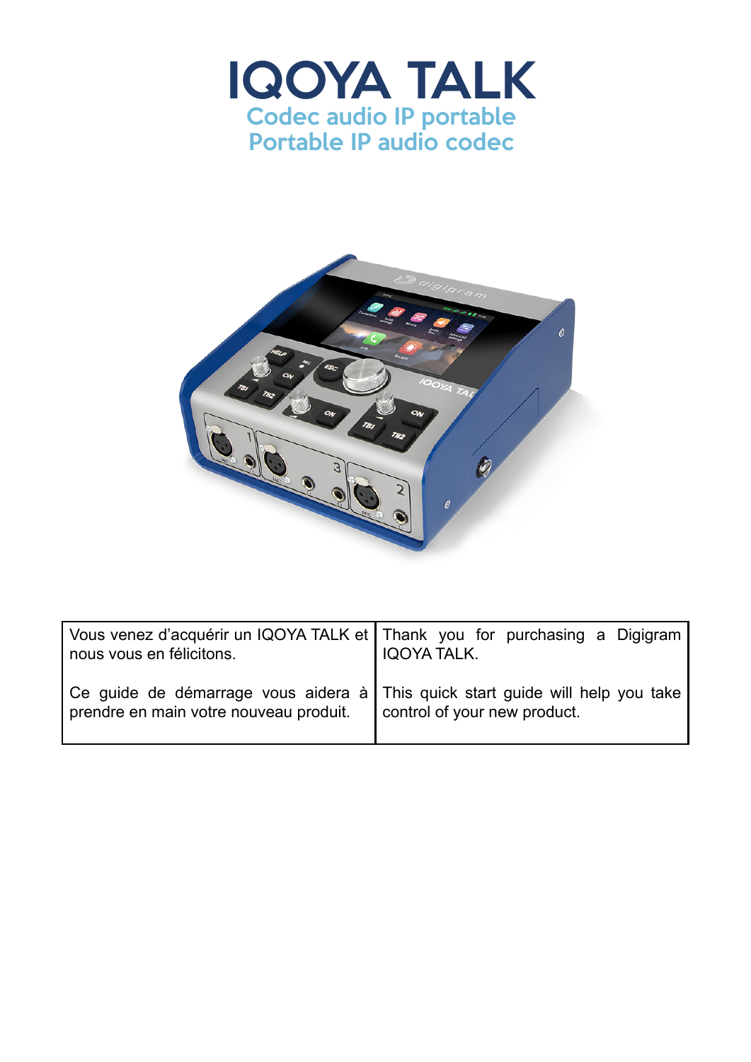# IQOYA TALK

## Codec audio IP portable
## Portable IP audio codec

| Vous venez d'acquérir un IQOYA TALK et nous vous en félicitons.<br><br>Ce guide de démarrage vous aidera à prendre en main votre nouveau produit. | Thank you for purchasing a Digigram IQOYA TALK.<br><br>This quick start guide will help you take control of your new product. |
| --- | --- |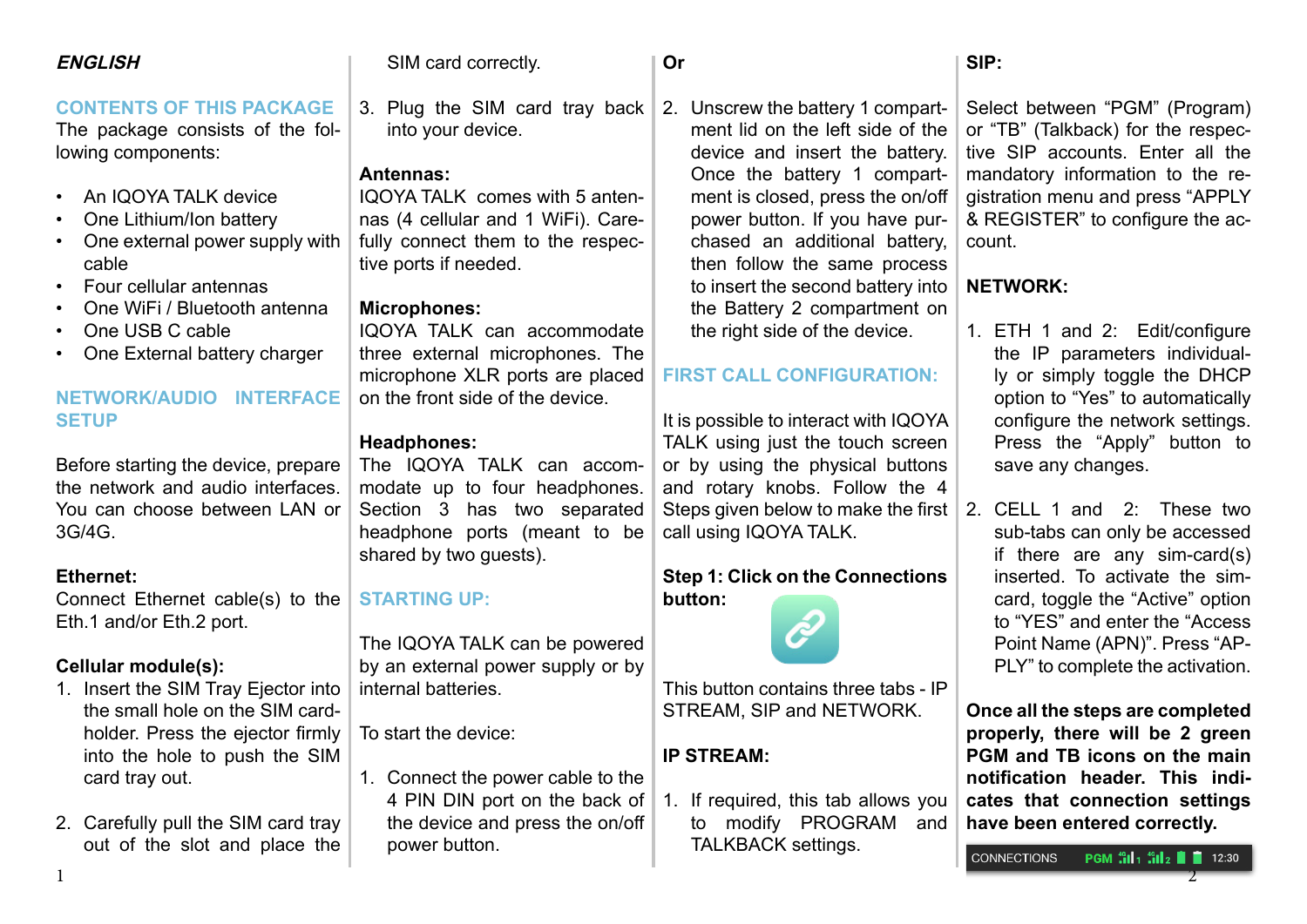*ENGLISH*

## CONTENTS OF THIS PACKAGE

The package consists of the following components:

- An IQOYA TALK device
- One Lithium/Ion battery
- One external power supply with cable
- Four cellular antennas
- One WiFi / Bluetooth antenna
- One USB C cable
- One External battery charger

## NETWORK/AUDIO INTERFACE SETUP

Before starting the device, prepare the network and audio interfaces. You can choose between LAN or 3G/4G.

**Ethernet:**
Connect Ethernet cable(s) to the Eth.1 and/or Eth.2 port.

**Cellular module(s):**

1. Insert the SIM Tray Ejector into the small hole on the SIM cardholder. Press the ejector firmly into the hole to push the SIM card tray out.
2. Carefully pull the SIM card tray out of the slot and place the SIM card correctly.
3. Plug the SIM card tray back into your device.

**Antennas:**
IQOYA TALK comes with 5 antennas (4 cellular and 1 WiFi). Carefully connect them to the respective ports if needed.

**Microphones:**
IQOYA TALK can accommodate three external microphones. The microphone XLR ports are placed on the front side of the device.

**Headphones:**
The IQOYA TALK can accommodate up to four headphones. Section 3 has two separated headphone ports (meant to be shared by two guests).

## STARTING UP:

The IQOYA TALK can be powered by an external power supply or by internal batteries.

To start the device:

1. Connect the power cable to the 4 PIN DIN port on the back of the device and press the on/off power button.

**Or**

2. Unscrew the battery 1 compartment lid on the left side of the device and insert the battery. Once the battery 1 compartment is closed, press the on/off power button. If you have purchased an additional battery, then follow the same process to insert the second battery into the Battery 2 compartment on the right side of the device.

## FIRST CALL CONFIGURATION:

It is possible to interact with IQOYA TALK using just the touch screen or by using the physical buttons and rotary knobs. Follow the 4 Steps given below to make the first call using IQOYA TALK.

**Step 1: Click on the Connections button:**

This button contains three tabs - IP STREAM, SIP and NETWORK.

**IP STREAM:**

1. If required, this tab allows you to modify PROGRAM and TALKBACK settings.

**SIP:**

Select between “PGM” (Program) or “TB” (Talkback) for the respective SIP accounts. Enter all the mandatory information to the registration menu and press “APPLY & REGISTER” to configure the account.

**NETWORK:**

1. ETH 1 and 2: Edit/configure the IP parameters individually or simply toggle the DHCP option to “Yes” to automatically configure the network settings. Press the “Apply” button to save any changes.
2. CELL 1 and 2: These two sub-tabs can only be accessed if there are any sim-card(s) inserted. To activate the sim-card, toggle the “Active” option to “YES” and enter the “Access Point Name (APN)”. Press “APPLY” to complete the activation.

**Once all the steps are completed properly, there will be 2 green PGM and TB icons on the main notification header. This indicates that connection settings have been entered correctly.**

CONNECTIONS PGM 12:30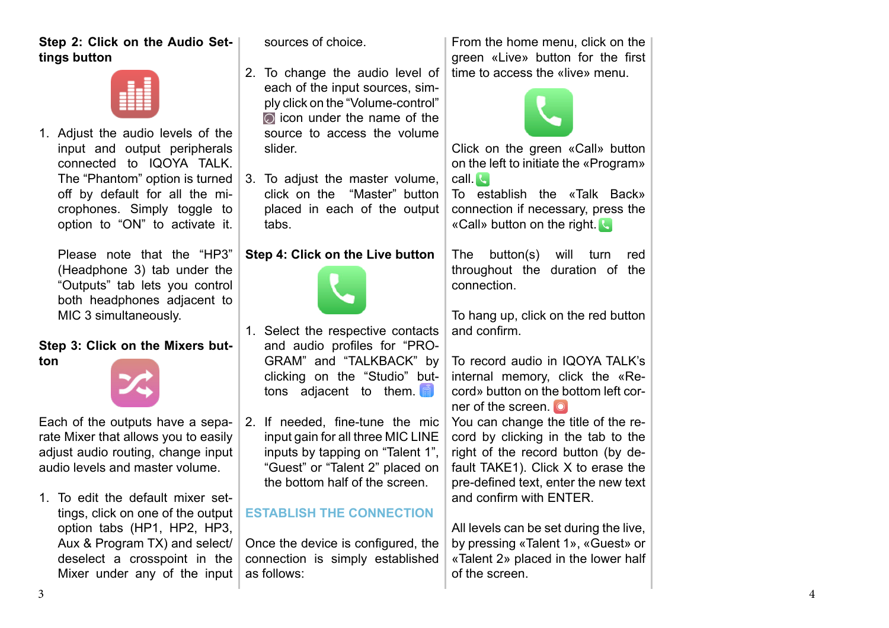**Step 2: Click on the Audio Settings button**

1. Adjust the audio levels of the input and output peripherals connected to IQOYA TALK. The "Phantom" option is turned off by default for all the microphones. Simply toggle to option to "ON" to activate it.

   Please note that the "HP3" (Headphone 3) tab under the "Outputs" tab lets you control both headphones adjacent to MIC 3 simultaneously.

**Step 3: Click on the Mixers button**

Each of the outputs have a separate Mixer that allows you to easily adjust audio routing, change input audio levels and master volume.

1. To edit the default mixer settings, click on one of the output option tabs (HP1, HP2, HP3, Aux & Program TX) and select/deselect a crosspoint in the Mixer under any of the input sources of choice.

2. To change the audio level of each of the input sources, simply click on the "Volume-control" icon under the name of the source to access the volume slider.

3. To adjust the master volume, click on the "Master" button placed in each of the output tabs.

**Step 4: Click on the Live button**

1. Select the respective contacts and audio profiles for "PROGRAM" and "TALKBACK" by clicking on the "Studio" buttons adjacent to them.

2. If needed, fine-tune the mic input gain for all three MIC LINE inputs by tapping on "Talent 1", "Guest" or "Talent 2" placed on the bottom half of the screen.

## ESTABLISH THE CONNECTION

Once the device is configured, the connection is simply established as follows:

From the home menu, click on the green «Live» button for the first time to access the «live» menu.

Click on the green «Call» button on the left to initiate the «Program» call.
To establish the «Talk Back» connection if necessary, press the «Call» button on the right.

The button(s) will turn red throughout the duration of the connection.

To hang up, click on the red button and confirm.

To record audio in IQOYA TALK's internal memory, click the «Record» button on the bottom left corner of the screen.
You can change the title of the record by clicking in the tab to the right of the record button (by default TAKE1). Click X to erase the pre-defined text, enter the new text and confirm with ENTER.

All levels can be set during the live, by pressing «Talent 1», «Guest» or «Talent 2» placed in the lower half of the screen.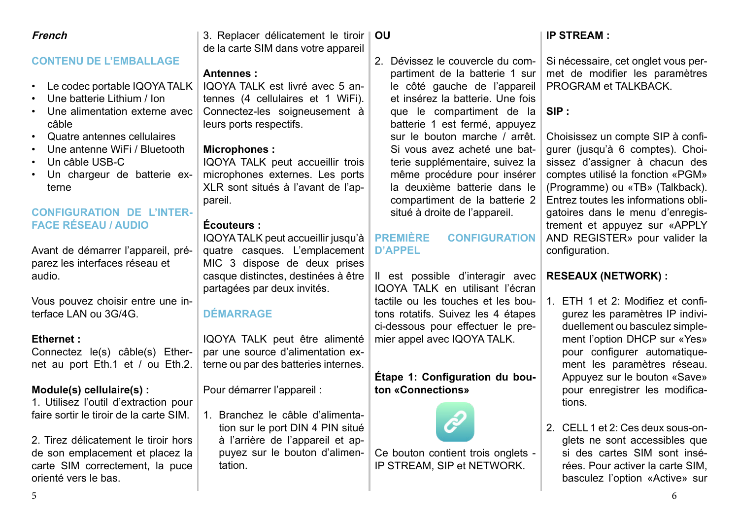*French*

## CONTENU DE L'EMBALLAGE

- Le codec portable IQOYA TALK
- Une batterie Lithium / Ion
- Une alimentation externe avec câble
- Quatre antennes cellulaires
- Une antenne WiFi / Bluetooth
- Un câble USB-C
- Un chargeur de batterie externe

## CONFIGURATION DE L'INTERFACE RÉSEAU / AUDIO

Avant de démarrer l'appareil, préparez les interfaces réseau et audio.

Vous pouvez choisir entre une interface LAN ou 3G/4G.

**Ethernet :**
Connectez le(s) câble(s) Ethernet au port Eth.1 et / ou Eth.2.

**Module(s) cellulaire(s) :**
1. Utilisez l'outil d'extraction pour faire sortir le tiroir de la carte SIM.

2. Tirez délicatement le tiroir hors de son emplacement et placez la carte SIM correctement, la puce orienté vers le bas.

3. Replacer délicatement le tiroir de la carte SIM dans votre appareil

**Antennes :**
IQOYA TALK est livré avec 5 antennes (4 cellulaires et 1 WiFi). Connectez-les soigneusement à leurs ports respectifs.

**Microphones :**
IQOYA TALK peut accueillir trois microphones externes. Les ports XLR sont situés à l'avant de l'appareil.

**Écouteurs :**
IQOYA TALK peut accueillir jusqu'à quatre casques. L'emplacement MIC 3 dispose de deux prises casque distinctes, destinées à être partagées par deux invités.

## DÉMARRAGE

IQOYA TALK peut être alimenté par une source d'alimentation externe ou par des batteries internes.

Pour démarrer l'appareil :

1. Branchez le câble d'alimentation sur le port DIN 4 PIN situé à l'arrière de l'appareil et appuyez sur le bouton d'alimentation.

**OU**

2. Dévissez le couvercle du compartiment de la batterie 1 sur le côté gauche de l'appareil et insérez la batterie. Une fois que le compartiment de la batterie 1 est fermé, appuyez sur le bouton marche / arrêt. Si vous avez acheté une batterie supplémentaire, suivez la même procédure pour insérer la deuxième batterie dans le compartiment de la batterie 2 situé à droite de l'appareil.

## PREMIÈRE CONFIGURATION D'APPEL

Il est possible d'interagir avec IQOYA TALK en utilisant l'écran tactile ou les touches et les boutons rotatifs. Suivez les 4 étapes ci-dessous pour effectuer le premier appel avec IQOYA TALK.

**Étape 1: Configuration du bouton «Connections»**

Ce bouton contient trois onglets - IP STREAM, SIP et NETWORK.

**IP STREAM :**

Si nécessaire, cet onglet vous permet de modifier les paramètres PROGRAM et TALKBACK.

**SIP :**

Choisissez un compte SIP à configurer (jusqu'à 6 comptes). Choisissez d'assigner à chacun des comptes utilisé la fonction «PGM» (Programme) ou «TB» (Talkback). Entrez toutes les informations obligatoires dans le menu d'enregistrement et appuyez sur «APPLY AND REGISTER» pour valider la configuration.

**RESEAUX (NETWORK) :**

1. ETH 1 et 2: Modifiez et configurez les paramètres IP individuellement ou basculez simplement l'option DHCP sur «Yes» pour configurer automatiquement les paramètres réseau. Appuyez sur le bouton «Save» pour enregistrer les modifications.

2. CELL 1 et 2: Ces deux sous-onglets ne sont accessibles que si des cartes SIM sont insérées. Pour activer la carte SIM, basculez l'option «Active» sur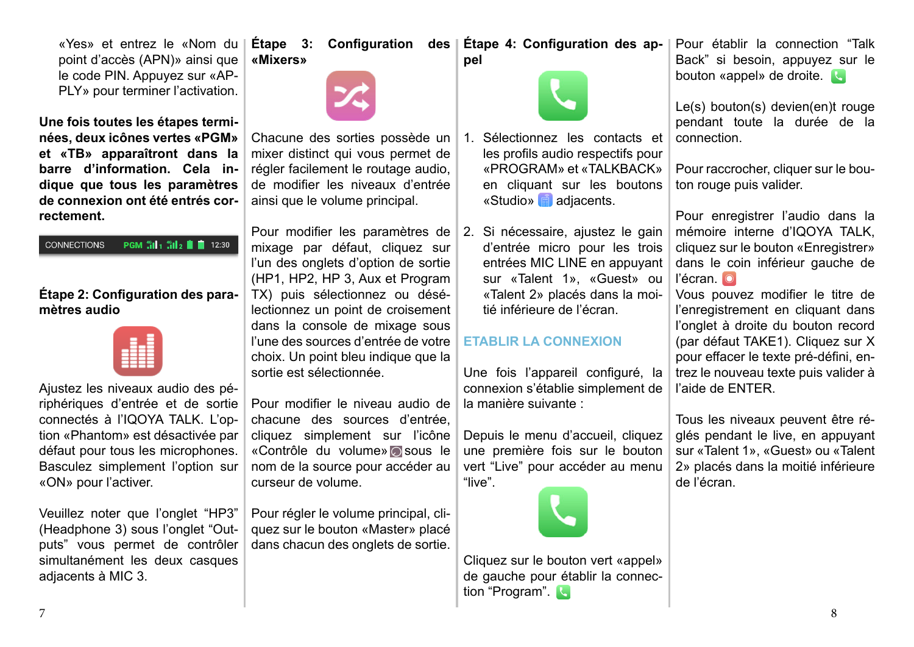«Yes» et entrez le «Nom du point d'accès (APN)» ainsi que le code PIN. Appuyez sur «APPLY» pour terminer l'activation.

**Une fois toutes les étapes terminées, deux icônes vertes «PGM» et «TB» apparaîtront dans la barre d'information. Cela indique que tous les paramètres de connexion ont été entrés correctement.**

CONNECTIONS PGM 12:30

### Étape 2: Configuration des paramètres audio

Ajustez les niveaux audio des périphériques d'entrée et de sortie connectés à l'IQOYA TALK. L'option «Phantom» est désactivée par défaut pour tous les microphones. Basculez simplement l'option sur «ON» pour l'activer.

Veuillez noter que l'onglet “HP3” (Headphone 3) sous l'onglet “Outputs” vous permet de contrôler simultanément les deux casques adjacents à MIC 3.

### Étape 3: Configuration des «Mixers»

Chacune des sorties possède un mixer distinct qui vous permet de régler facilement le routage audio, de modifier les niveaux d'entrée ainsi que le volume principal.

Pour modifier les paramètres de mixage par défaut, cliquez sur l'un des onglets d'option de sortie (HP1, HP2, HP 3, Aux et Program TX) puis sélectionnez ou désélectionnez un point de croisement dans la console de mixage sous l'une des sources d'entrée de votre choix. Un point bleu indique que la sortie est sélectionnée.

Pour modifier le niveau audio de chacune des sources d'entrée, cliquez simplement sur l'icône «Contrôle du volume» sous le nom de la source pour accéder au curseur de volume.

Pour régler le volume principal, cliquez sur le bouton «Master» placé dans chacun des onglets de sortie.

### Étape 4: Configuration des appel

1. Sélectionnez les contacts et les profils audio respectifs pour «PROGRAM» et «TALKBACK» en cliquant sur les boutons «Studio» adjacents.

2. Si nécessaire, ajustez le gain d'entrée micro pour les trois entrées MIC LINE en appuyant sur «Talent 1», «Guest» ou «Talent 2» placés dans la moitié inférieure de l'écran.

## ETABLIR LA CONNEXION

Une fois l'appareil configuré, la connexion s'établie simplement de la manière suivante :

Depuis le menu d'accueil, cliquez une première fois sur le bouton vert “Live” pour accéder au menu “live”.

Cliquez sur le bouton vert «appel» de gauche pour établir la connection “Program”.

Pour établir la connection “Talk Back” si besoin, appuyez sur le bouton «appel» de droite.

Le(s) bouton(s) devien(en)t rouge pendant toute la durée de la connection.

Pour raccrocher, cliquer sur le bouton rouge puis valider.

Pour enregistrer l'audio dans la mémoire interne d'IQOYA TALK, cliquez sur le bouton «Enregistrer» dans le coin inférieur gauche de l'écran.
Vous pouvez modifier le titre de l'enregistrement en cliquant dans l'onglet à droite du bouton record (par défaut TAKE1). Cliquez sur X pour effacer le texte pré-défini, entrez le nouveau texte puis valider à l'aide de ENTER.

Tous les niveaux peuvent être réglés pendant le live, en appuyant sur «Talent 1», «Guest» ou «Talent 2» placés dans la moitié inférieure de l'écran.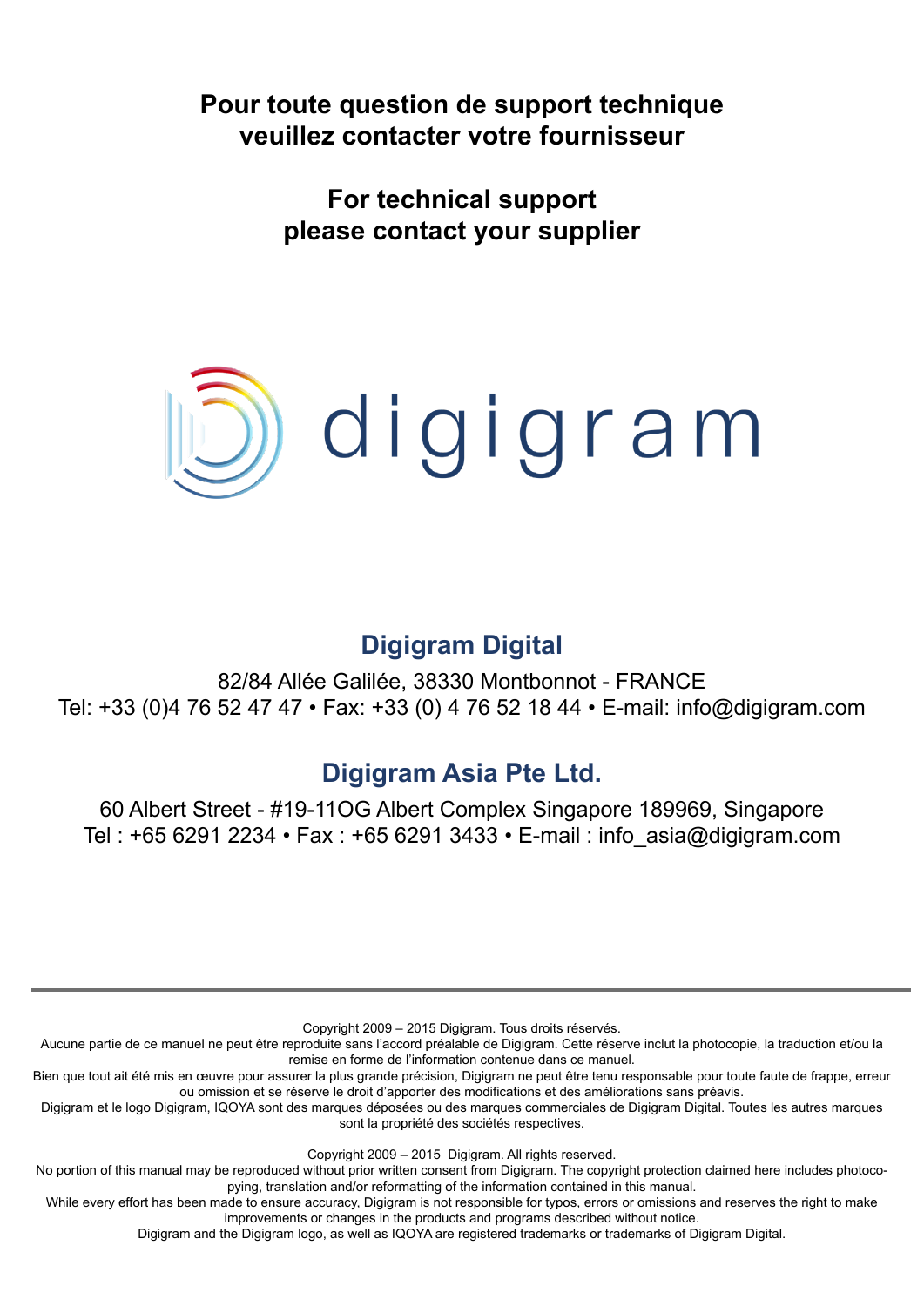**Pour toute question de support technique veuillez contacter votre fournisseur**

**For technical support please contact your supplier**

digigram

## Digigram Digital

82/84 Allée Galilée, 38330 Montbonnot - FRANCE
Tel: +33 (0)4 76 52 47 47 • Fax: +33 (0) 4 76 52 18 44 • E-mail: info@digigram.com

## Digigram Asia Pte Ltd.

60 Albert Street - #19-11OG Albert Complex Singapore 189969, Singapore
Tel : +65 6291 2234 • Fax : +65 6291 3433 • E-mail : info_asia@digigram.com

---

Copyright 2009 – 2015 Digigram. Tous droits réservés.
Aucune partie de ce manuel ne peut être reproduite sans l'accord préalable de Digigram. Cette réserve inclut la photocopie, la traduction et/ou la remise en forme de l'information contenue dans ce manuel.
Bien que tout ait été mis en œuvre pour assurer la plus grande précision, Digigram ne peut être tenu responsable pour toute faute de frappe, erreur ou omission et se réserve le droit d'apporter des modifications et des améliorations sans préavis.
Digigram et le logo Digigram, IQOYA sont des marques déposées ou des marques commerciales de Digigram Digital. Toutes les autres marques sont la propriété des sociétés respectives.

Copyright 2009 – 2015 Digigram. All rights reserved.
No portion of this manual may be reproduced without prior written consent from Digigram. The copyright protection claimed here includes photocopying, translation and/or reformatting of the information contained in this manual.
While every effort has been made to ensure accuracy, Digigram is not responsible for typos, errors or omissions and reserves the right to make improvements or changes in the products and programs described without notice.
Digigram and the Digigram logo, as well as IQOYA are registered trademarks or trademarks of Digigram Digital.